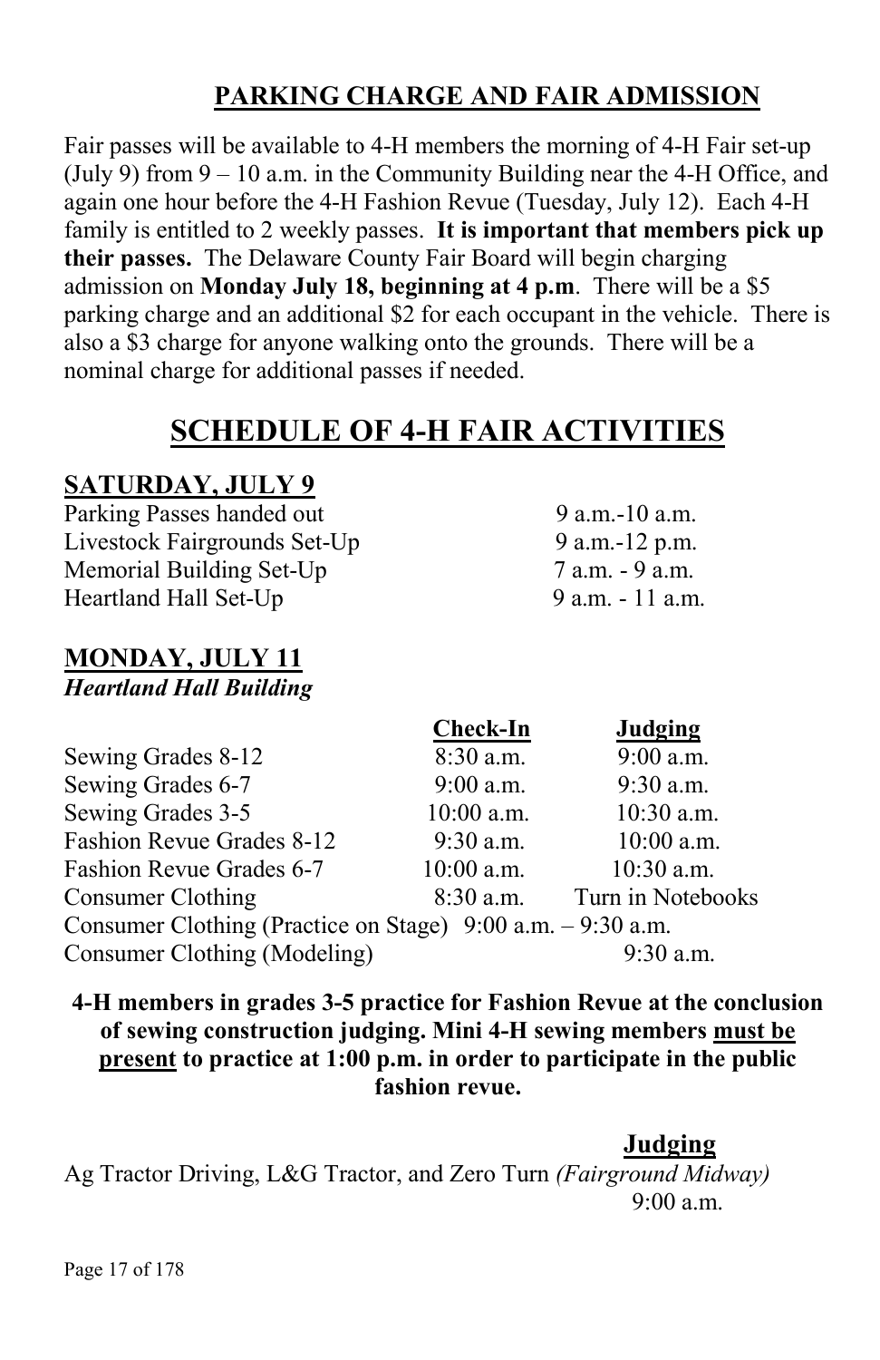## PARKING CHARGE AND FAIR ADMISSION

Fair passes will be available to 4-H members the morning of 4-H Fair set-up (July 9) from 9 – 10 a.m. in the Community Building near the 4-H Office, and again one hour before the 4-H Fashion Revue (Tuesday, July 12). Each 4-H family is entitled to 2 weekly passes. **It is important that members pick up their passes.** The Delaware County Fair Board will begin charging admission on **Monday July 18, beginning at 4 p.m**. There will be a $5 parking charge and an additional $2 for each occupant in the vehicle. There is also a $3 charge for anyone walking onto the grounds. There will be a nominal charge for additional passes if needed.

# SCHEDULE OF 4-H FAIR ACTIVITIES

## SATURDAY, JULY 9

| | |
|---|---|
| Parking Passes handed out | 9 a.m.-10 a.m. |
| Livestock Fairgrounds Set-Up | 9 a.m.-12 p.m. |
| Memorial Building Set-Up | 7 a.m. - 9 a.m. |
| Heartland Hall Set-Up | 9 a.m. - 11 a.m. |

## MONDAY, JULY 11

***Heartland Hall Building***

| | Check-In | Judging |
|---|---|---|
| Sewing Grades 8-12 | 8:30 a.m. | 9:00 a.m. |
| Sewing Grades 6-7 | 9:00 a.m. | 9:30 a.m. |
| Sewing Grades 3-5 | 10:00 a.m. | 10:30 a.m. |
| Fashion Revue Grades 8-12 | 9:30 a.m. | 10:00 a.m. |
| Fashion Revue Grades 6-7 | 10:00 a.m. | 10:30 a.m. |
| Consumer Clothing | 8:30 a.m. | Turn in Notebooks |
| Consumer Clothing (Practice on Stage) | 9:00 a.m. – 9:30 a.m. | |
| Consumer Clothing (Modeling) | | 9:30 a.m. |

**4-H members in grades 3-5 practice for Fashion Revue at the conclusion of sewing construction judging. Mini 4-H sewing members <u>must be present</u> to practice at 1:00 p.m. in order to participate in the public fashion revue.**

| | Judging |
|---|---|
| Ag Tractor Driving, L&G Tractor, and Zero Turn *(Fairground Midway)* | 9:00 a.m. |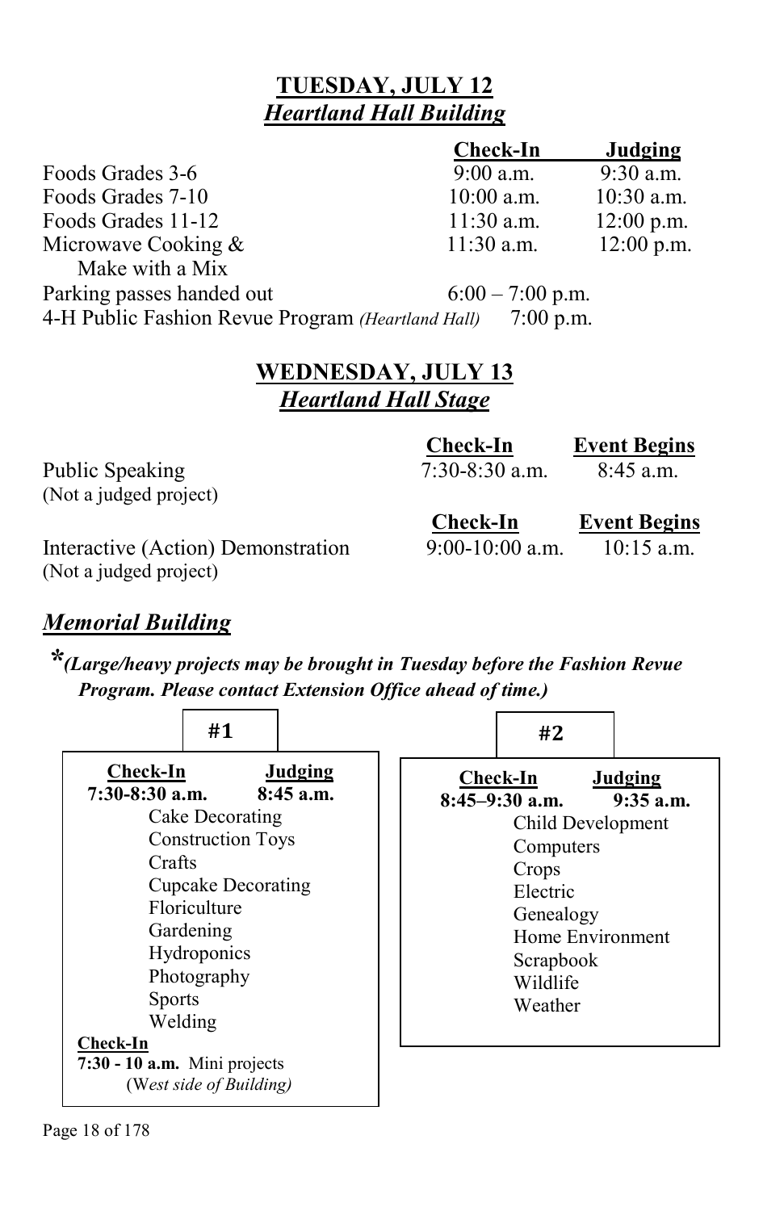## TUESDAY, JULY 12
### *Heartland Hall Building*

| | Check-In | Judging |
|---|---|---|
| Foods Grades 3-6 | 9:00 a.m. | 9:30 a.m. |
| Foods Grades 7-10 | 10:00 a.m. | 10:30 a.m. |
| Foods Grades 11-12 | 11:30 a.m. | 12:00 p.m. |
| Microwave Cooking & Make with a Mix | 11:30 a.m. | 12:00 p.m. |
| Parking passes handed out | 6:00 – 7:00 p.m. | |
| 4-H Public Fashion Revue Program *(Heartland Hall)* | 7:00 p.m. | |

## WEDNESDAY, JULY 13
### *Heartland Hall Stage*

| | Check-In | Event Begins |
|---|---|---|
| Public Speaking (Not a judged project) | 7:30-8:30 a.m. | 8:45 a.m. |
| Interactive (Action) Demonstration (Not a judged project) | 9:00-10:00 a.m. | 10:15 a.m. |

### *Memorial Building*

*\*(Large/heavy projects may be brought in Tuesday before the Fashion Revue Program. Please contact Extension Office ahead of time.)*

**#1**

| Check-In | Judging |
|---|---|
| **7:30-8:30 a.m.** | **8:45 a.m.** |

- Cake Decorating
- Construction Toys
- Crafts
- Cupcake Decorating
- Floriculture
- Gardening
- Hydroponics
- Photography
- Sports
- Welding

**Check-In**
**7:30 - 10 a.m.** Mini projects
(W*est side of Building)*

**#2**

| Check-In | Judging |
|---|---|
| **8:45–9:30 a.m.** | **9:35 a.m.** |

- Child Development
- Computers
- Crops
- Electric
- Genealogy
- Home Environment
- Scrapbook
- Wildlife
- Weather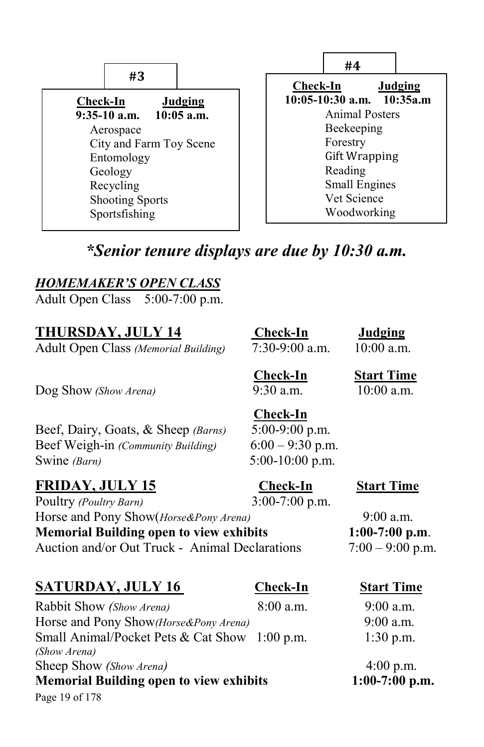**#3**

| Check-In | Judging |
|---|---|
| 9:35-10 a.m. | 10:05 a.m. |

- Aerospace
- City and Farm Toy Scene
- Entomology
- Geology
- Recycling
- Shooting Sports
- Sportsfishing

**#4**

| Check-In | Judging |
|---|---|
| 10:05-10:30 a.m. | 10:35a.m |

- Animal Posters
- Beekeeping
- Forestry
- Gift Wrapping
- Reading
- Small Engines
- Vet Science
- Woodworking

***Senior tenure displays are due by 10:30 a.m.***

***HOMEMAKER'S OPEN CLASS***

Adult Open Class 5:00-7:00 p.m.

## THURSDAY, JULY 14

| | Check-In | Judging |
|---|---|---|
| Adult Open Class *(Memorial Building)* | 7:30-9:00 a.m. | 10:00 a.m. |

| | Check-In | Start Time |
|---|---|---|
| Dog Show *(Show Arena)* | 9:30 a.m. | 10:00 a.m. |

| | Check-In |
|---|---|
| Beef, Dairy, Goats, & Sheep *(Barns)* | 5:00-9:00 p.m. |
| Beef Weigh-in *(Community Building)* | 6:00 – 9:30 p.m. |
| Swine *(Barn)* | 5:00-10:00 p.m. |

## FRIDAY, JULY 15

| | Check-In | Start Time |
|---|---|---|
| Poultry *(Poultry Barn)* | 3:00-7:00 p.m. | |
| Horse and Pony Show*(Horse&Pony Arena)* | | 9:00 a.m. |
| **Memorial Building open to view exhibits** | | **1:00-7:00 p.m**. |
| Auction and/or Out Truck - Animal Declarations | | 7:00 – 9:00 p.m. |

## SATURDAY, JULY 16

| | Check-In | Start Time |
|---|---|---|
| Rabbit Show *(Show Arena)* | 8:00 a.m. | 9:00 a.m. |
| Horse and Pony Show*(Horse&Pony Arena)* | | 9:00 a.m. |
| Small Animal/Pocket Pets & Cat Show *(Show Arena)* | 1:00 p.m. | 1:30 p.m. |
| Sheep Show *(Show Arena)* | | 4:00 p.m. |
| **Memorial Building open to view exhibits** | | **1:00-7:00 p.m.** |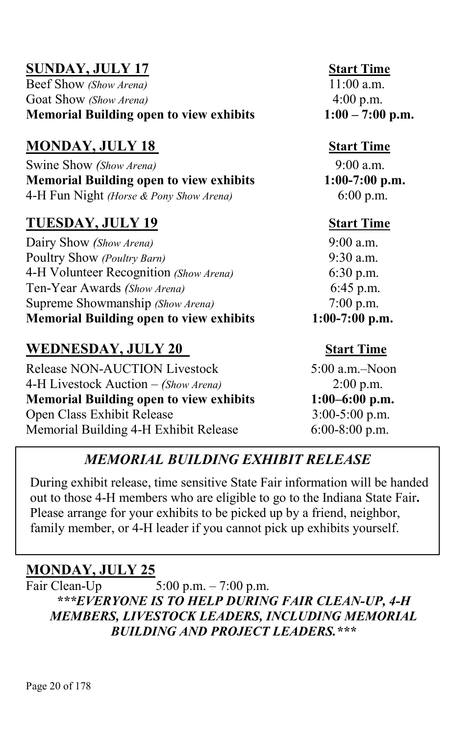## SUNDAY, JULY 17

| Event | Start Time |
|---|---|
| Beef Show *(Show Arena)* | 11:00 a.m. |
| Goat Show *(Show Arena)* | 4:00 p.m. |
| **Memorial Building open to view exhibits** | **1:00 – 7:00 p.m.** |

## MONDAY, JULY 18

| Event | Start Time |
|---|---|
| Swine Show *(Show Arena)* | 9:00 a.m. |
| **Memorial Building open to view exhibits** | **1:00-7:00 p.m.** |
| 4-H Fun Night *(Horse & Pony Show Arena)* | 6:00 p.m. |

## TUESDAY, JULY 19

| Event | Start Time |
|---|---|
| Dairy Show *(Show Arena)* | 9:00 a.m. |
| Poultry Show *(Poultry Barn)* | 9:30 a.m. |
| 4-H Volunteer Recognition *(Show Arena)* | 6:30 p.m. |
| Ten-Year Awards *(Show Arena)* | 6:45 p.m. |
| Supreme Showmanship *(Show Arena)* | 7:00 p.m. |
| **Memorial Building open to view exhibits** | **1:00-7:00 p.m.** |

## WEDNESDAY, JULY 20

| Event | Start Time |
|---|---|
| Release NON-AUCTION Livestock | 5:00 a.m.–Noon |
| 4-H Livestock Auction – *(Show Arena)* | 2:00 p.m. |
| **Memorial Building open to view exhibits** | **1:00–6:00 p.m.** |
| Open Class Exhibit Release | 3:00-5:00 p.m. |
| Memorial Building 4-H Exhibit Release | 6:00-8:00 p.m. |

### *MEMORIAL BUILDING EXHIBIT RELEASE*

During exhibit release, time sensitive State Fair information will be handed out to those 4-H members who are eligible to go to the Indiana State Fair**.** Please arrange for your exhibits to be picked up by a friend, neighbor, family member, or 4-H leader if you cannot pick up exhibits yourself.

## MONDAY, JULY 25

Fair Clean-Up 5:00 p.m. – 7:00 p.m.

***\*\*\*EVERYONE IS TO HELP DURING FAIR CLEAN-UP, 4-H MEMBERS, LIVESTOCK LEADERS, INCLUDING MEMORIAL BUILDING AND PROJECT LEADERS.\*\*\****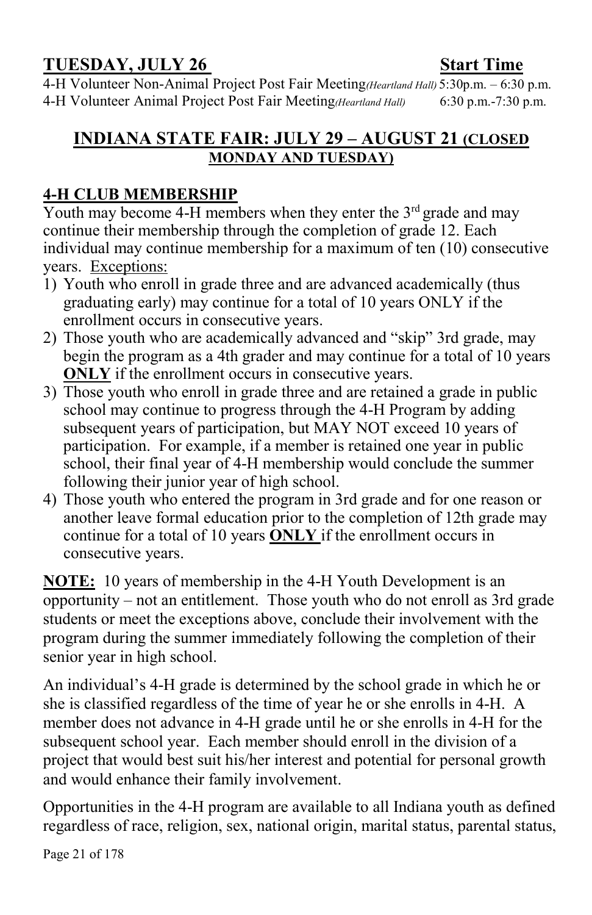## TUESDAY, JULY 26 Start Time

4-H Volunteer Non-Animal Project Post Fair Meeting *(Heartland Hall)* 5:30p.m. – 6:30 p.m.
4-H Volunteer Animal Project Post Fair Meeting *(Heartland Hall)* 6:30 p.m.-7:30 p.m.

## INDIANA STATE FAIR: JULY 29 – AUGUST 21 (CLOSED MONDAY AND TUESDAY)

## 4-H CLUB MEMBERSHIP

Youth may become 4-H members when they enter the 3rd grade and may continue their membership through the completion of grade 12. Each individual may continue membership for a maximum of ten (10) consecutive years. Exceptions:

1) Youth who enroll in grade three and are advanced academically (thus graduating early) may continue for a total of 10 years ONLY if the enrollment occurs in consecutive years.
2) Those youth who are academically advanced and "skip" 3rd grade, may begin the program as a 4th grader and may continue for a total of 10 years **ONLY** if the enrollment occurs in consecutive years.
3) Those youth who enroll in grade three and are retained a grade in public school may continue to progress through the 4-H Program by adding subsequent years of participation, but MAY NOT exceed 10 years of participation. For example, if a member is retained one year in public school, their final year of 4-H membership would conclude the summer following their junior year of high school.
4) Those youth who entered the program in 3rd grade and for one reason or another leave formal education prior to the completion of 12th grade may continue for a total of 10 years **ONLY** if the enrollment occurs in consecutive years.

**NOTE:** 10 years of membership in the 4-H Youth Development is an opportunity – not an entitlement. Those youth who do not enroll as 3rd grade students or meet the exceptions above, conclude their involvement with the program during the summer immediately following the completion of their senior year in high school.

An individual's 4-H grade is determined by the school grade in which he or she is classified regardless of the time of year he or she enrolls in 4-H. A member does not advance in 4-H grade until he or she enrolls in 4-H for the subsequent school year. Each member should enroll in the division of a project that would best suit his/her interest and potential for personal growth and would enhance their family involvement.

Opportunities in the 4-H program are available to all Indiana youth as defined regardless of race, religion, sex, national origin, marital status, parental status,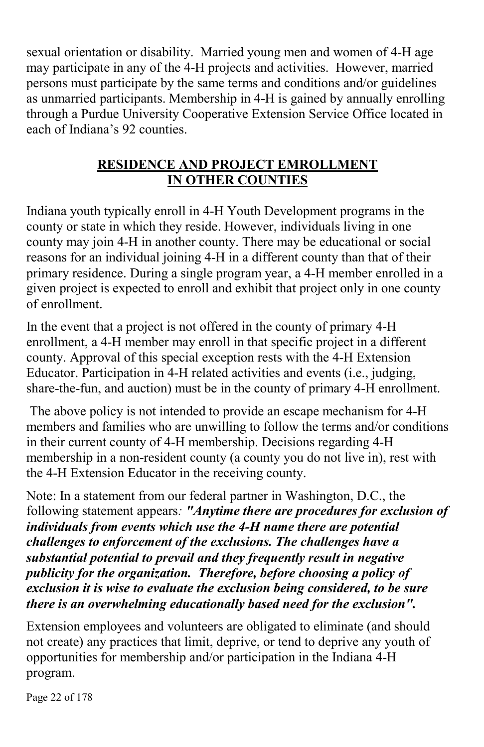sexual orientation or disability. Married young men and women of 4-H age may participate in any of the 4-H projects and activities. However, married persons must participate by the same terms and conditions and/or guidelines as unmarried participants. Membership in 4-H is gained by annually enrolling through a Purdue University Cooperative Extension Service Office located in each of Indiana's 92 counties.

## RESIDENCE AND PROJECT EMROLLMENT IN OTHER COUNTIES

Indiana youth typically enroll in 4-H Youth Development programs in the county or state in which they reside. However, individuals living in one county may join 4-H in another county. There may be educational or social reasons for an individual joining 4-H in a different county than that of their primary residence. During a single program year, a 4-H member enrolled in a given project is expected to enroll and exhibit that project only in one county of enrollment.

In the event that a project is not offered in the county of primary 4-H enrollment, a 4-H member may enroll in that specific project in a different county. Approval of this special exception rests with the 4-H Extension Educator. Participation in 4-H related activities and events (i.e., judging, share-the-fun, and auction) must be in the county of primary 4-H enrollment.

The above policy is not intended to provide an escape mechanism for 4-H members and families who are unwilling to follow the terms and/or conditions in their current county of 4-H membership. Decisions regarding 4-H membership in a non-resident county (a county you do not live in), rest with the 4-H Extension Educator in the receiving county.

Note: In a statement from our federal partner in Washington, D.C., the following statement appears: ***"Anytime there are procedures for exclusion of individuals from events which use the 4-H name there are potential challenges to enforcement of the exclusions. The challenges have a substantial potential to prevail and they frequently result in negative publicity for the organization. Therefore, before choosing a policy of exclusion it is wise to evaluate the exclusion being considered, to be sure there is an overwhelming educationally based need for the exclusion".***

Extension employees and volunteers are obligated to eliminate (and should not create) any practices that limit, deprive, or tend to deprive any youth of opportunities for membership and/or participation in the Indiana 4-H program.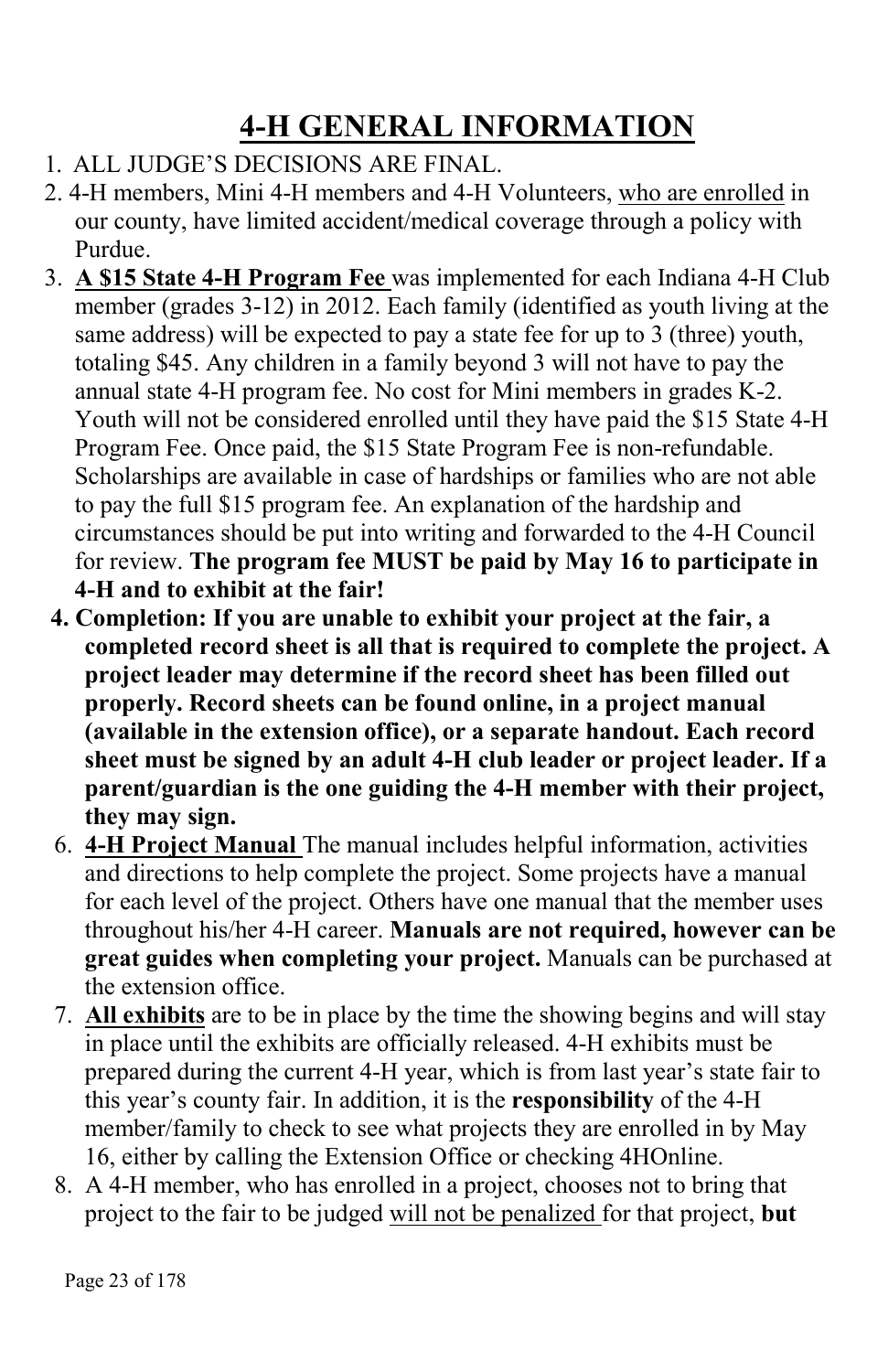# 4-H GENERAL INFORMATION

1. ALL JUDGE'S DECISIONS ARE FINAL.
2. 4-H members, Mini 4-H members and 4-H Volunteers, <u>who are enrolled</u> in our county, have limited accident/medical coverage through a policy with Purdue.
3. **<u>A $15 State 4-H Program Fee</u>** was implemented for each Indiana 4-H Club member (grades 3-12) in 2012. Each family (identified as youth living at the same address) will be expected to pay a state fee for up to 3 (three) youth, totaling $45. Any children in a family beyond 3 will not have to pay the annual state 4-H program fee. No cost for Mini members in grades K-2. Youth will not be considered enrolled until they have paid the $15 State 4-H Program Fee. Once paid, the $15 State Program Fee is non-refundable. Scholarships are available in case of hardships or families who are not able to pay the full $15 program fee. An explanation of the hardship and circumstances should be put into writing and forwarded to the 4-H Council for review. **The program fee MUST be paid by May 16 to participate in 4-H and to exhibit at the fair!**
4. **Completion: If you are unable to exhibit your project at the fair, a completed record sheet is all that is required to complete the project. A project leader may determine if the record sheet has been filled out properly. Record sheets can be found online, in a project manual (available in the extension office), or a separate handout. Each record sheet must be signed by an adult 4-H club leader or project leader. If a parent/guardian is the one guiding the 4-H member with their project, they may sign.**

6. **<u>4-H Project Manual</u>** The manual includes helpful information, activities and directions to help complete the project. Some projects have a manual for each level of the project. Others have one manual that the member uses throughout his/her 4-H career. **Manuals are not required, however can be great guides when completing your project.** Manuals can be purchased at the extension office.
7. **<u>All exhibits</u>** are to be in place by the time the showing begins and will stay in place until the exhibits are officially released. 4-H exhibits must be prepared during the current 4-H year, which is from last year's state fair to this year's county fair. In addition, it is the **responsibility** of the 4-H member/family to check to see what projects they are enrolled in by May 16, either by calling the Extension Office or checking 4HOnline.
8. A 4-H member, who has enrolled in a project, chooses not to bring that project to the fair to be judged <u>will not be penalized</u> for that project, **but**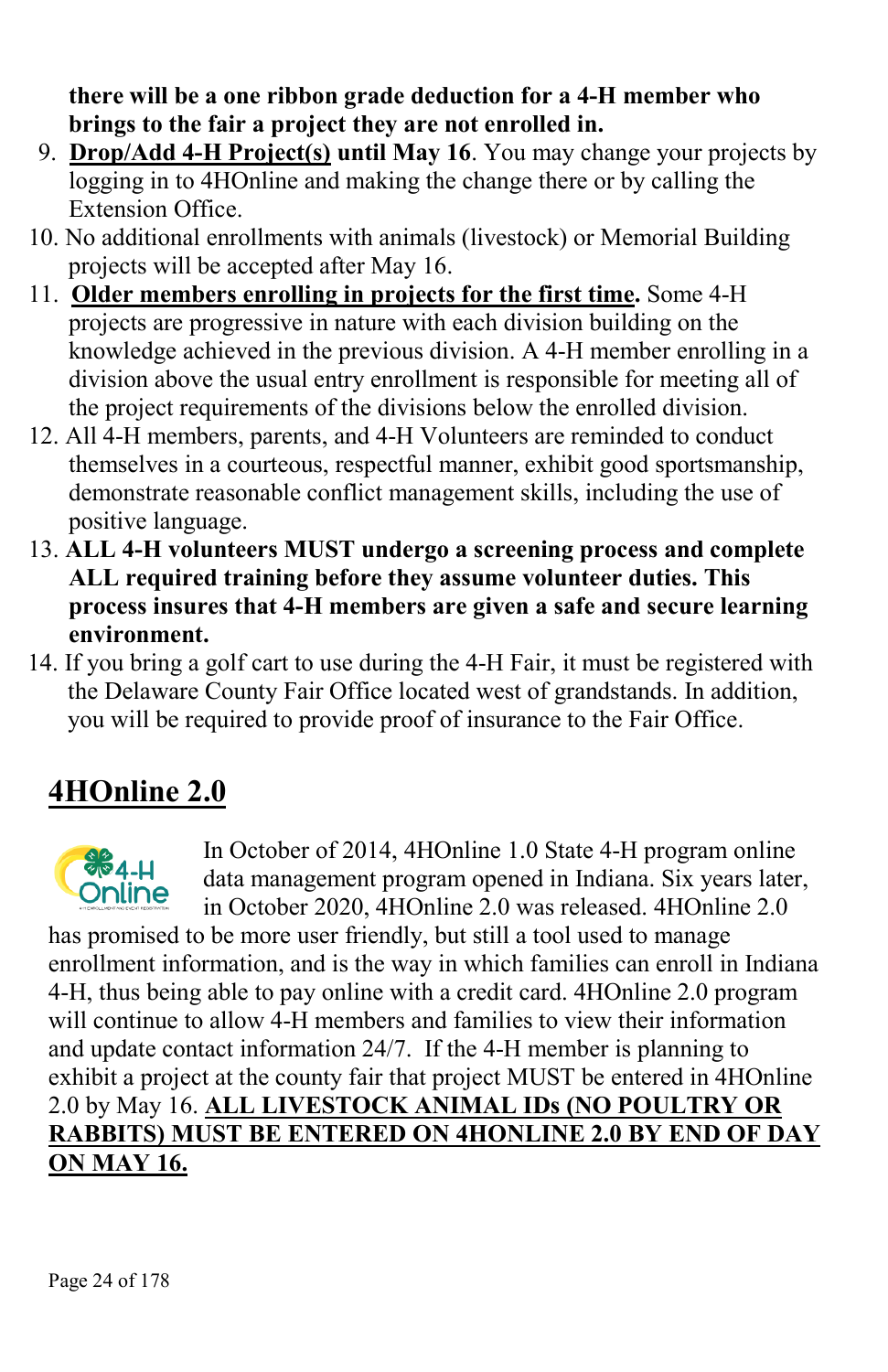**there will be a one ribbon grade deduction for a 4-H member who brings to the fair a project they are not enrolled in.**

9. **Drop/Add 4-H Project(s) until May 16**. You may change your projects by logging in to 4HOnline and making the change there or by calling the Extension Office.
10. No additional enrollments with animals (livestock) or Memorial Building projects will be accepted after May 16.
11. **Older members enrolling in projects for the first time.** Some 4-H projects are progressive in nature with each division building on the knowledge achieved in the previous division. A 4-H member enrolling in a division above the usual entry enrollment is responsible for meeting all of the project requirements of the divisions below the enrolled division.
12. All 4-H members, parents, and 4-H Volunteers are reminded to conduct themselves in a courteous, respectful manner, exhibit good sportsmanship, demonstrate reasonable conflict management skills, including the use of positive language.
13. **ALL 4-H volunteers MUST undergo a screening process and complete ALL required training before they assume volunteer duties. This process insures that 4-H members are given a safe and secure learning environment.**
14. If you bring a golf cart to use during the 4-H Fair, it must be registered with the Delaware County Fair Office located west of grandstands. In addition, you will be required to provide proof of insurance to the Fair Office.

## 4HOnline 2.0

In October of 2014, 4HOnline 1.0 State 4-H program online data management program opened in Indiana. Six years later, in October 2020, 4HOnline 2.0 was released. 4HOnline 2.0 has promised to be more user friendly, but still a tool used to manage enrollment information, and is the way in which families can enroll in Indiana 4-H, thus being able to pay online with a credit card. 4HOnline 2.0 program will continue to allow 4-H members and families to view their information and update contact information 24/7. If the 4-H member is planning to exhibit a project at the county fair that project MUST be entered in 4HOnline 2.0 by May 16. **ALL LIVESTOCK ANIMAL IDs (NO POULTRY OR RABBITS) MUST BE ENTERED ON 4HONLINE 2.0 BY END OF DAY ON MAY 16.**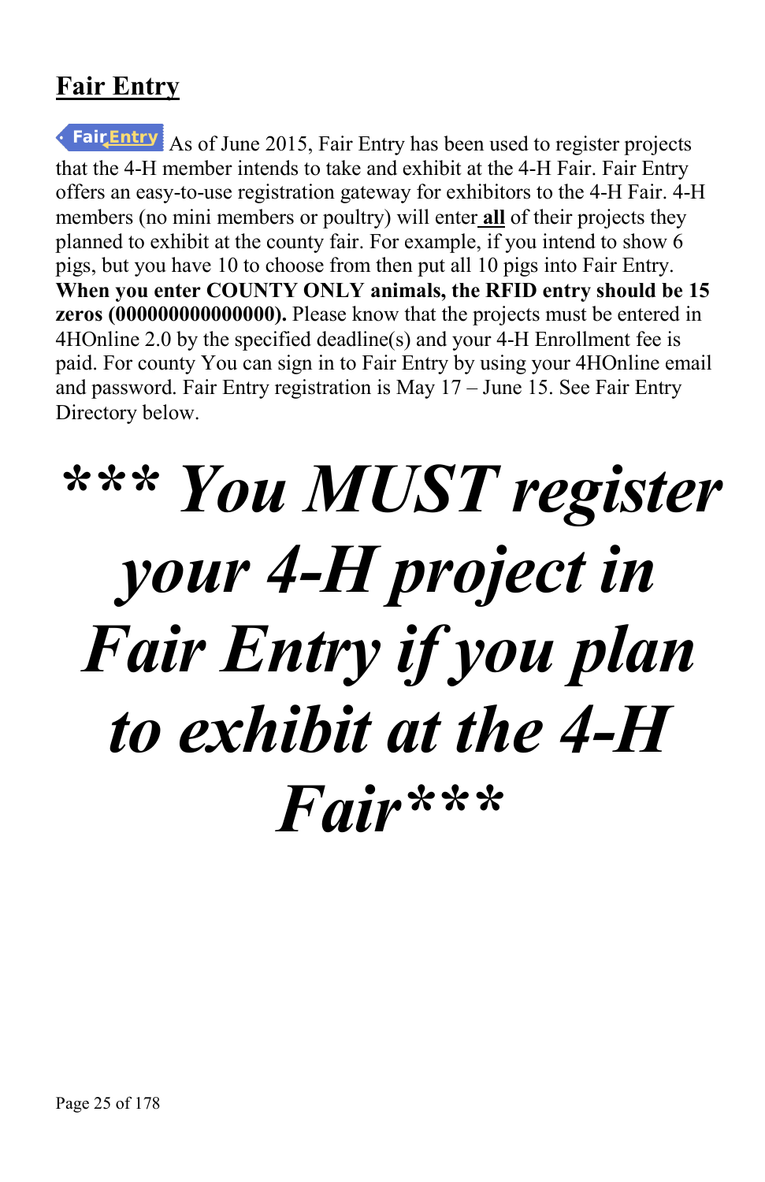## Fair Entry

FairEntry As of June 2015, Fair Entry has been used to register projects that the 4-H member intends to take and exhibit at the 4-H Fair. Fair Entry offers an easy-to-use registration gateway for exhibitors to the 4-H Fair. 4-H members (no mini members or poultry) will enter **all** of their projects they planned to exhibit at the county fair. For example, if you intend to show 6 pigs, but you have 10 to choose from then put all 10 pigs into Fair Entry. **When you enter COUNTY ONLY animals, the RFID entry should be 15 zeros (000000000000000).** Please know that the projects must be entered in 4HOnline 2.0 by the specified deadline(s) and your 4-H Enrollment fee is paid. For county You can sign in to Fair Entry by using your 4HOnline email and password. Fair Entry registration is May 17 – June 15. See Fair Entry Directory below.

# ***\*\*\* You MUST register your 4-H project in Fair Entry if you plan to exhibit at the 4-H Fair\*\*\****